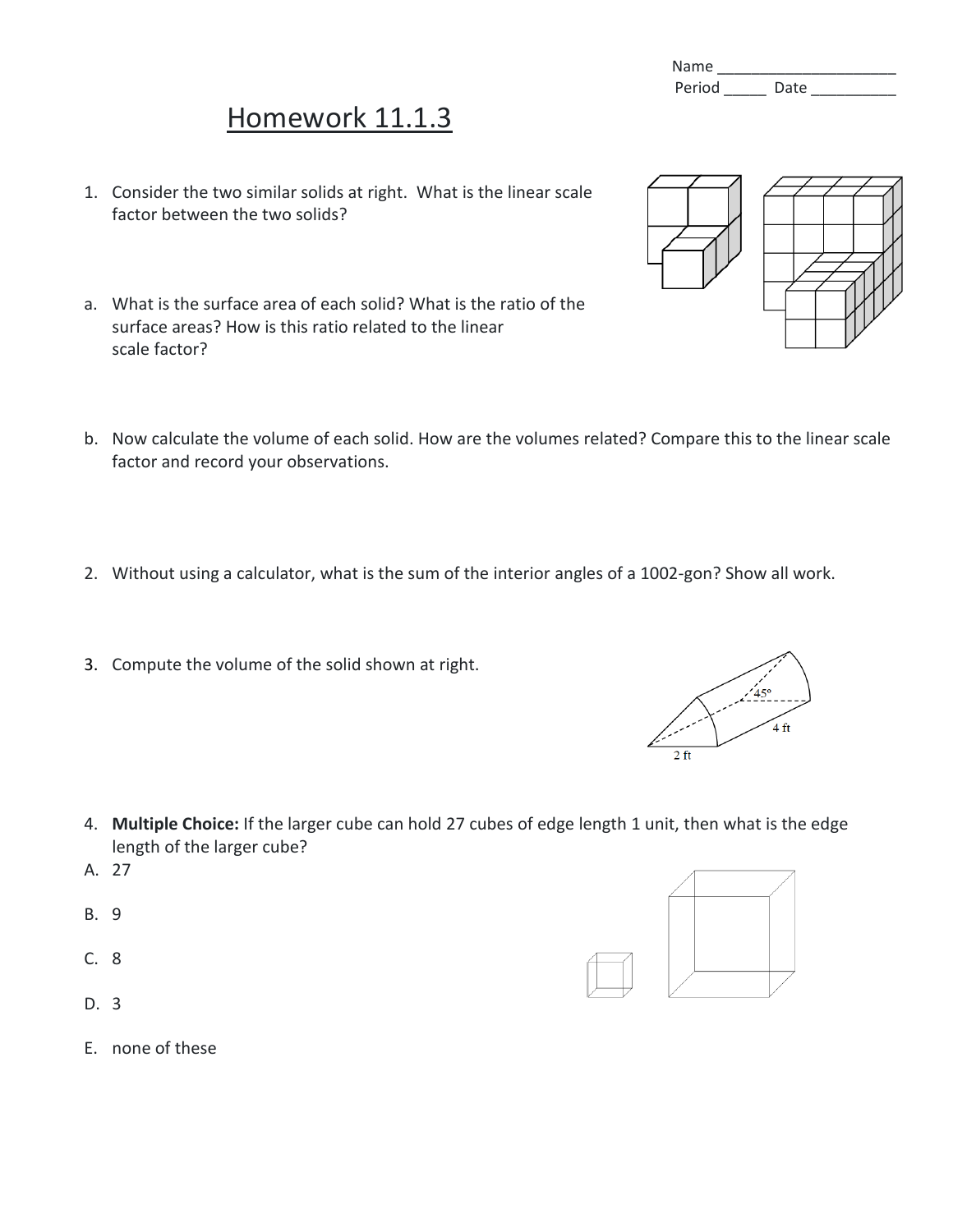Name ______________________
Period _____ Date __________

# Homework 11.1.3

1. Consider the two similar solids at right. What is the linear scale factor between the two solids?

a. What is the surface area of each solid? What is the ratio of the surface areas? How is this ratio related to the linear scale factor?

b. Now calculate the volume of each solid. How are the volumes related? Compare this to the linear scale factor and record your observations.

2. Without using a calculator, what is the sum of the interior angles of a 1002-gon? Show all work.

3. Compute the volume of the solid shown at right.

4. **Multiple Choice:** If the larger cube can hold 27 cubes of edge length 1 unit, then what is the edge length of the larger cube?

A. 27

B. 9

C. 8

D. 3

E. none of these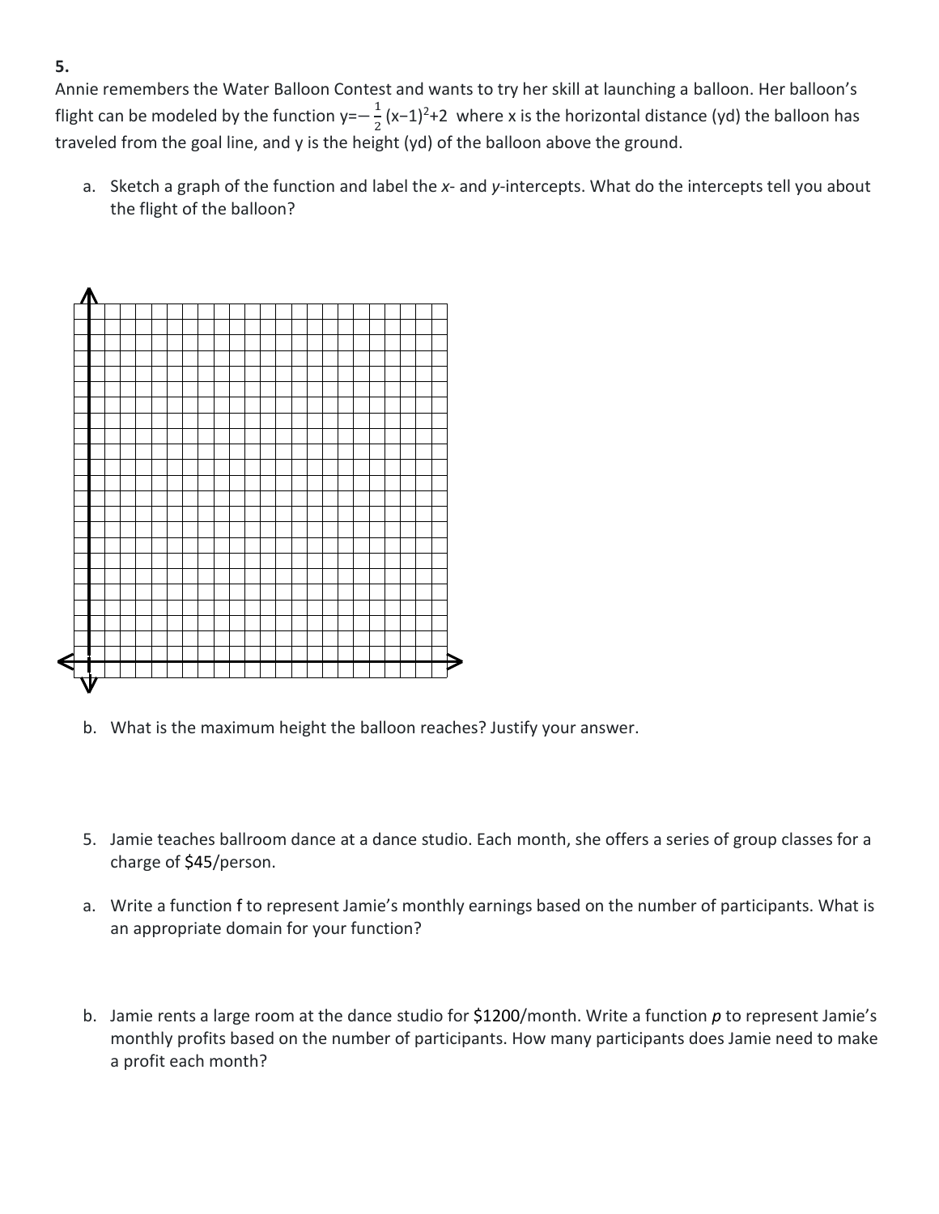**5.**

Annie remembers the Water Balloon Contest and wants to try her skill at launching a balloon. Her balloon's flight can be modeled by the function $y = -\frac{1}{2}(x-1)^2 + 2$ where x is the horizontal distance (yd) the balloon has traveled from the goal line, and y is the height (yd) of the balloon above the ground.

a. Sketch a graph of the function and label the *x*- and *y*-intercepts. What do the intercepts tell you about the flight of the balloon?

b. What is the maximum height the balloon reaches? Justify your answer.

5. Jamie teaches ballroom dance at a dance studio. Each month, she offers a series of group classes for a charge of $45/person.

a. Write a function f to represent Jamie's monthly earnings based on the number of participants. What is an appropriate domain for your function?

b. Jamie rents a large room at the dance studio for $1200/month. Write a function ***p*** to represent Jamie's monthly profits based on the number of participants. How many participants does Jamie need to make a profit each month?